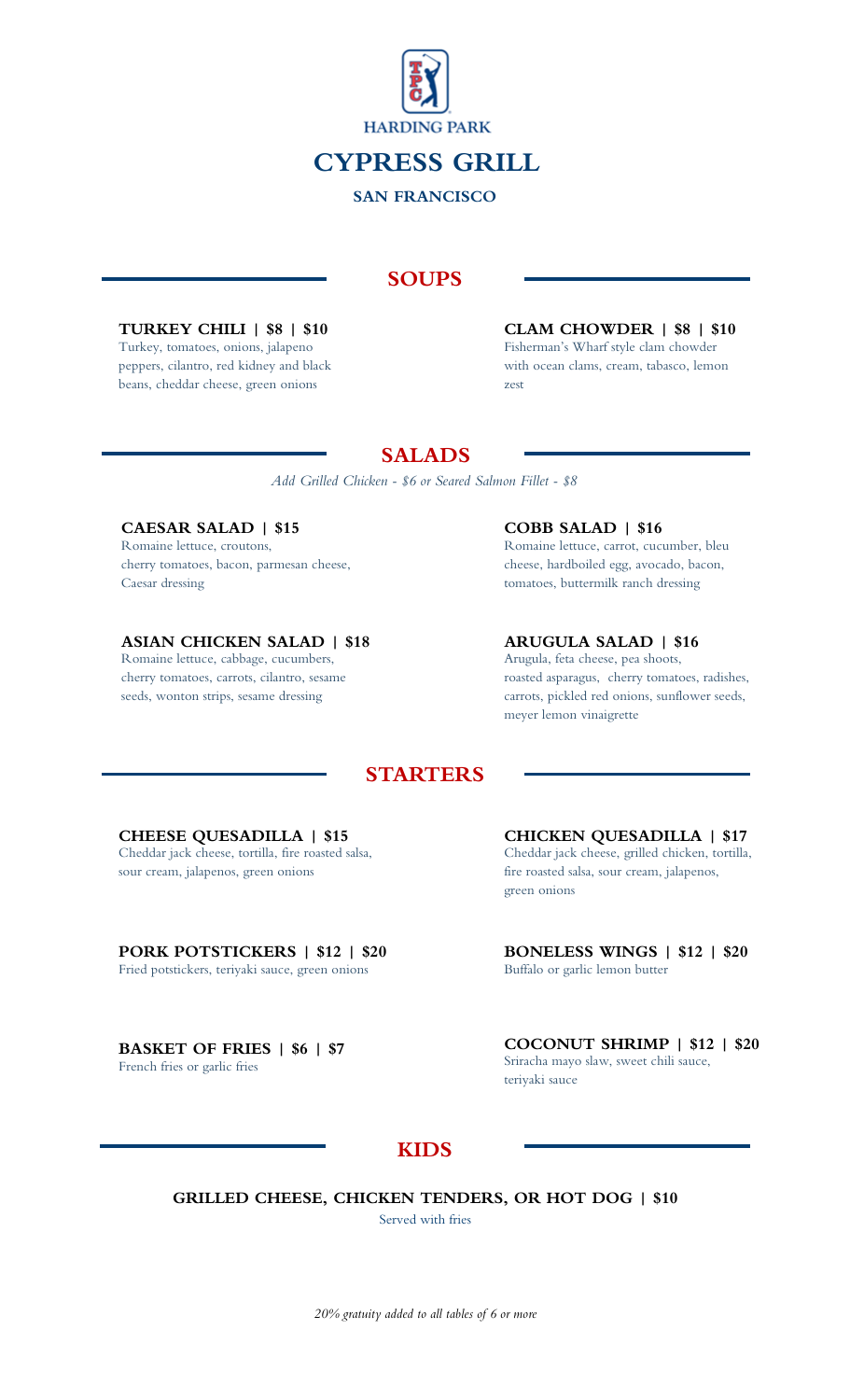HARDING PARK

# CYPRESS GRILL

**SAN FRANCISCO**

## SOUPS

**TURKEY CHILI | $8 | $10**
Turkey, tomatoes, onions, jalapeno peppers, cilantro, red kidney and black beans, cheddar cheese, green onions

**CLAM CHOWDER | $8 | $10**
Fisherman's Wharf style clam chowder with ocean clams, cream, tabasco, lemon zest

## SALADS

*Add Grilled Chicken - $6 or Seared Salmon Fillet - $8*

**CAESAR SALAD | $15**
Romaine lettuce, croutons, cherry tomatoes, bacon, parmesan cheese, Caesar dressing

**COBB SALAD | $16**
Romaine lettuce, carrot, cucumber, bleu cheese, hardboiled egg, avocado, bacon, tomatoes, buttermilk ranch dressing

**ASIAN CHICKEN SALAD | $18**
Romaine lettuce, cabbage, cucumbers, cherry tomatoes, carrots, cilantro, sesame seeds, wonton strips, sesame dressing

**ARUGULA SALAD | $16**
Arugula, feta cheese, pea shoots, roasted asparagus, cherry tomatoes, radishes, carrots, pickled red onions, sunflower seeds, meyer lemon vinaigrette

## STARTERS

**CHEESE QUESADILLA | $15**
Cheddar jack cheese, tortilla, fire roasted salsa, sour cream, jalapenos, green onions

**CHICKEN QUESADILLA | $17**
Cheddar jack cheese, grilled chicken, tortilla, fire roasted salsa, sour cream, jalapenos, green onions

**PORK POTSTICKERS | $12 | $20**
Fried potstickers, teriyaki sauce, green onions

**BONELESS WINGS | $12 | $20**
Buffalo or garlic lemon butter

**BASKET OF FRIES | $6 | $7**
French fries or garlic fries

**COCONUT SHRIMP | $12 | $20**
Sriracha mayo slaw, sweet chili sauce, teriyaki sauce

## KIDS

**GRILLED CHEESE, CHICKEN TENDERS, OR HOT DOG | $10**
Served with fries

*20% gratuity added to all tables of 6 or more*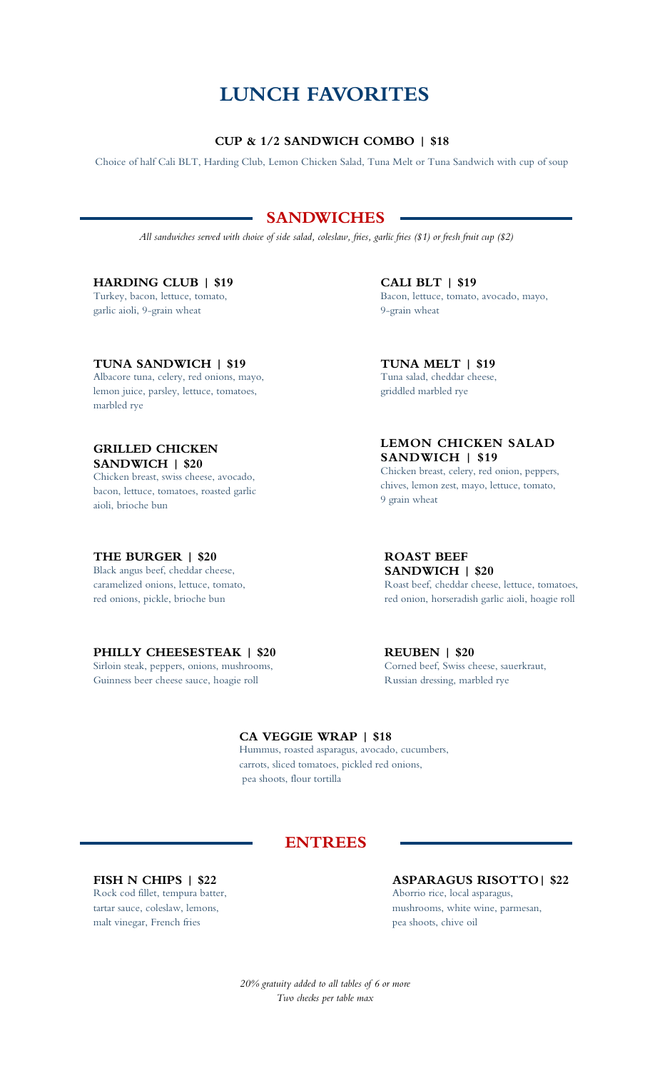# LUNCH FAVORITES

**CUP & 1/2 SANDWICH COMBO | $18**

Choice of half Cali BLT, Harding Club, Lemon Chicken Salad, Tuna Melt or Tuna Sandwich with cup of soup

## SANDWICHES

*All sandwiches served with choice of side salad, coleslaw, fries, garlic fries ($1) or fresh fruit cup ($2)*

**HARDING CLUB | $19**
Turkey, bacon, lettuce, tomato, garlic aioli, 9-grain wheat

**CALI BLT | $19**
Bacon, lettuce, tomato, avocado, mayo, 9-grain wheat

**TUNA SANDWICH | $19**
Albacore tuna, celery, red onions, mayo, lemon juice, parsley, lettuce, tomatoes, marbled rye

**TUNA MELT | $19**
Tuna salad, cheddar cheese, griddled marbled rye

**GRILLED CHICKEN SANDWICH | $20**
Chicken breast, swiss cheese, avocado, bacon, lettuce, tomatoes, roasted garlic aioli, brioche bun

**LEMON CHICKEN SALAD SANDWICH | $19**
Chicken breast, celery, red onion, peppers, chives, lemon zest, mayo, lettuce, tomato, 9 grain wheat

**THE BURGER | $20**
Black angus beef, cheddar cheese, caramelized onions, lettuce, tomato, red onions, pickle, brioche bun

**ROAST BEEF SANDWICH | $20**
Roast beef, cheddar cheese, lettuce, tomatoes, red onion, horseradish garlic aioli, hoagie roll

**PHILLY CHEESESTEAK | $20**
Sirloin steak, peppers, onions, mushrooms, Guinness beer cheese sauce, hoagie roll

**REUBEN | $20**
Corned beef, Swiss cheese, sauerkraut, Russian dressing, marbled rye

**CA VEGGIE WRAP | $18**
Hummus, roasted asparagus, avocado, cucumbers, carrots, sliced tomatoes, pickled red onions, pea shoots, flour tortilla

## ENTREES

**FISH N CHIPS | $22**
Rock cod fillet, tempura batter, tartar sauce, coleslaw, lemons, malt vinegar, French fries

**ASPARAGUS RISOTTO| $22**
Aborrio rice, local asparagus, mushrooms, white wine, parmesan, pea shoots, chive oil

*20% gratuity added to all tables of 6 or more*
*Two checks per table max*